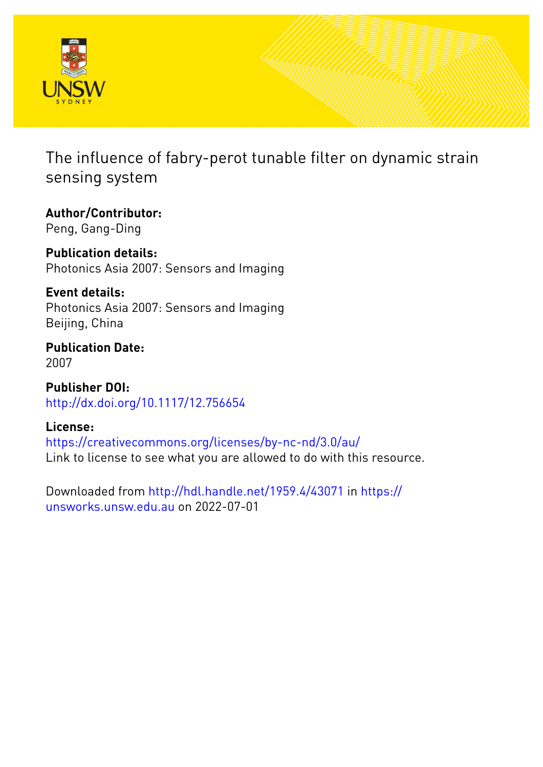# The influence of fabry-perot tunable filter on dynamic strain sensing system

**Author/Contributor:**
Peng, Gang-Ding

**Publication details:**
Photonics Asia 2007: Sensors and Imaging

**Event details:**
Photonics Asia 2007: Sensors and Imaging
Beijing, China

**Publication Date:**
2007

**Publisher DOI:**
http://dx.doi.org/10.1117/12.756654

**License:**
https://creativecommons.org/licenses/by-nc-nd/3.0/au/
Link to license to see what you are allowed to do with this resource.

Downloaded from http://hdl.handle.net/1959.4/43071 in https://unsworks.unsw.edu.au on 2022-07-01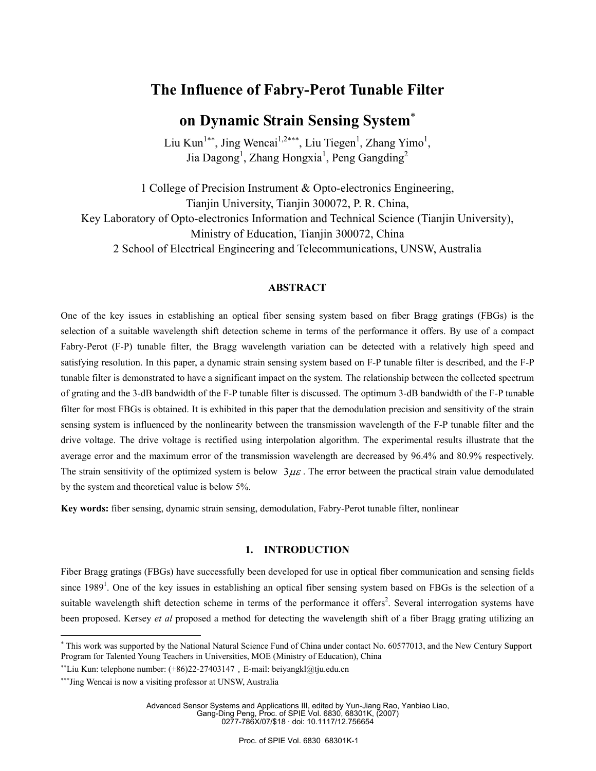# The Influence of Fabry-Perot Tunable Filter on Dynamic Strain Sensing System[*]

Liu Kun[1**], Jing Wencai[1,2***], Liu Tiegen[1], Zhang Yimo[1], Jia Dagong[1], Zhang Hongxia[1], Peng Gangding[2]

1 College of Precision Instrument & Opto-electronics Engineering, Tianjin University, Tianjin 300072, P. R. China,
Key Laboratory of Opto-electronics Information and Technical Science (Tianjin University), Ministry of Education, Tianjin 300072, China
2 School of Electrical Engineering and Telecommunications, UNSW, Australia

## ABSTRACT

One of the key issues in establishing an optical fiber sensing system based on fiber Bragg gratings (FBGs) is the selection of a suitable wavelength shift detection scheme in terms of the performance it offers. By use of a compact Fabry-Perot (F-P) tunable filter, the Bragg wavelength variation can be detected with a relatively high speed and satisfying resolution. In this paper, a dynamic strain sensing system based on F-P tunable filter is described, and the F-P tunable filter is demonstrated to have a significant impact on the system. The relationship between the collected spectrum of grating and the 3-dB bandwidth of the F-P tunable filter is discussed. The optimum 3-dB bandwidth of the F-P tunable filter for most FBGs is obtained. It is exhibited in this paper that the demodulation precision and sensitivity of the strain sensing system is influenced by the nonlinearity between the transmission wavelength of the F-P tunable filter and the drive voltage. The drive voltage is rectified using interpolation algorithm. The experimental results illustrate that the average error and the maximum error of the transmission wavelength are decreased by 96.4% and 80.9% respectively. The strain sensitivity of the optimized system is below $3\mu\varepsilon$. The error between the practical strain value demodulated by the system and theoretical value is below 5%.

**Key words:** fiber sensing, dynamic strain sensing, demodulation, Fabry-Perot tunable filter, nonlinear

## 1. INTRODUCTION

Fiber Bragg gratings (FBGs) have successfully been developed for use in optical fiber communication and sensing fields since 1989[1]. One of the key issues in establishing an optical fiber sensing system based on FBGs is the selection of a suitable wavelength shift detection scheme in terms of the performance it offers[2]. Several interrogation systems have been proposed. Kersey *et al* proposed a method for detecting the wavelength shift of a fiber Bragg grating utilizing an

---

[*] This work was supported by the National Natural Science Fund of China under contact No. 60577013, and the New Century Support Program for Talented Young Teachers in Universities, MOE (Ministry of Education), China

[**] Liu Kun: telephone number: (+86)22-27403147，E-mail: beiyangkl@tju.edu.cn

[***] Jing Wencai is now a visiting professor at UNSW, Australia

Advanced Sensor Systems and Applications III, edited by Yun-Jiang Rao, Yanbiao Liao, Gang-Ding Peng, Proc. of SPIE Vol. 6830, 68301K, (2007)
0277-786X/07/$18 · doi: 10.1117/12.756654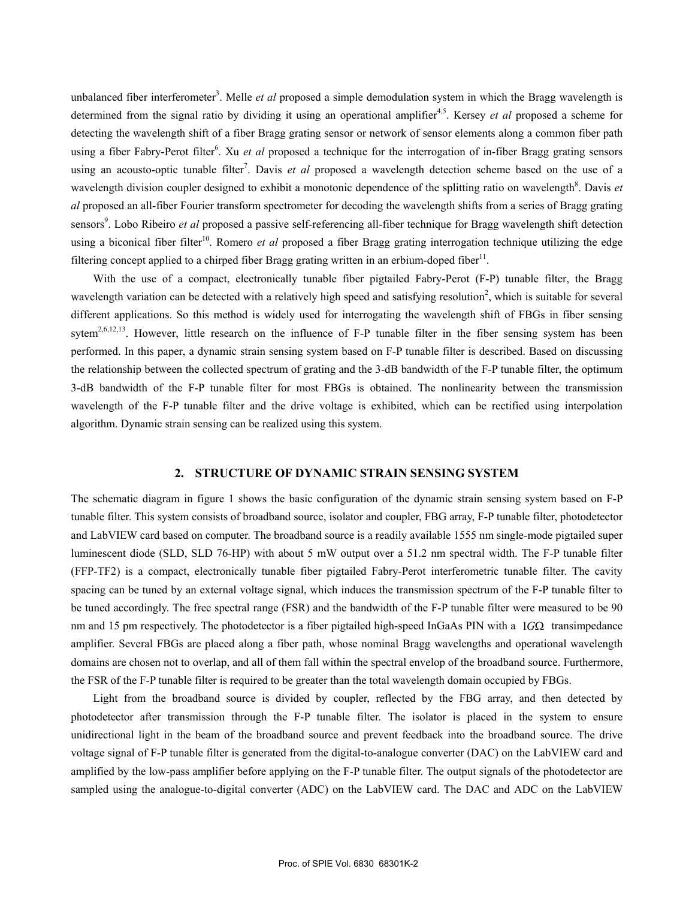unbalanced fiber interferometer[3]. Melle *et al* proposed a simple demodulation system in which the Bragg wavelength is determined from the signal ratio by dividing it using an operational amplifier[4,5]. Kersey *et al* proposed a scheme for detecting the wavelength shift of a fiber Bragg grating sensor or network of sensor elements along a common fiber path using a fiber Fabry-Perot filter[6]. Xu *et al* proposed a technique for the interrogation of in-fiber Bragg grating sensors using an acousto-optic tunable filter[7]. Davis *et al* proposed a wavelength detection scheme based on the use of a wavelength division coupler designed to exhibit a monotonic dependence of the splitting ratio on wavelength[8]. Davis *et al* proposed an all-fiber Fourier transform spectrometer for decoding the wavelength shifts from a series of Bragg grating sensors[9]. Lobo Ribeiro *et al* proposed a passive self-referencing all-fiber technique for Bragg wavelength shift detection using a biconical fiber filter[10]. Romero *et al* proposed a fiber Bragg grating interrogation technique utilizing the edge filtering concept applied to a chirped fiber Bragg grating written in an erbium-doped fiber[11].

With the use of a compact, electronically tunable fiber pigtailed Fabry-Perot (F-P) tunable filter, the Bragg wavelength variation can be detected with a relatively high speed and satisfying resolution[2], which is suitable for several different applications. So this method is widely used for interrogating the wavelength shift of FBGs in fiber sensing sytem[2,6,12,13]. However, little research on the influence of F-P tunable filter in the fiber sensing system has been performed. In this paper, a dynamic strain sensing system based on F-P tunable filter is described. Based on discussing the relationship between the collected spectrum of grating and the 3-dB bandwidth of the F-P tunable filter, the optimum 3-dB bandwidth of the F-P tunable filter for most FBGs is obtained. The nonlinearity between the transmission wavelength of the F-P tunable filter and the drive voltage is exhibited, which can be rectified using interpolation algorithm. Dynamic strain sensing can be realized using this system.

## 2. STRUCTURE OF DYNAMIC STRAIN SENSING SYSTEM

The schematic diagram in figure 1 shows the basic configuration of the dynamic strain sensing system based on F-P tunable filter. This system consists of broadband source, isolator and coupler, FBG array, F-P tunable filter, photodetector and LabVIEW card based on computer. The broadband source is a readily available 1555 nm single-mode pigtailed super luminescent diode (SLD, SLD 76-HP) with about 5 mW output over a 51.2 nm spectral width. The F-P tunable filter (FFP-TF2) is a compact, electronically tunable fiber pigtailed Fabry-Perot interferometric tunable filter. The cavity spacing can be tuned by an external voltage signal, which induces the transmission spectrum of the F-P tunable filter to be tuned accordingly. The free spectral range (FSR) and the bandwidth of the F-P tunable filter were measured to be 90 nm and 15 pm respectively. The photodetector is a fiber pigtailed high-speed InGaAs PIN with a $1G\Omega$ transimpedance amplifier. Several FBGs are placed along a fiber path, whose nominal Bragg wavelengths and operational wavelength domains are chosen not to overlap, and all of them fall within the spectral envelop of the broadband source. Furthermore, the FSR of the F-P tunable filter is required to be greater than the total wavelength domain occupied by FBGs.

Light from the broadband source is divided by coupler, reflected by the FBG array, and then detected by photodetector after transmission through the F-P tunable filter. The isolator is placed in the system to ensure unidirectional light in the beam of the broadband source and prevent feedback into the broadband source. The drive voltage signal of F-P tunable filter is generated from the digital-to-analogue converter (DAC) on the LabVIEW card and amplified by the low-pass amplifier before applying on the F-P tunable filter. The output signals of the photodetector are sampled using the analogue-to-digital converter (ADC) on the LabVIEW card. The DAC and ADC on the LabVIEW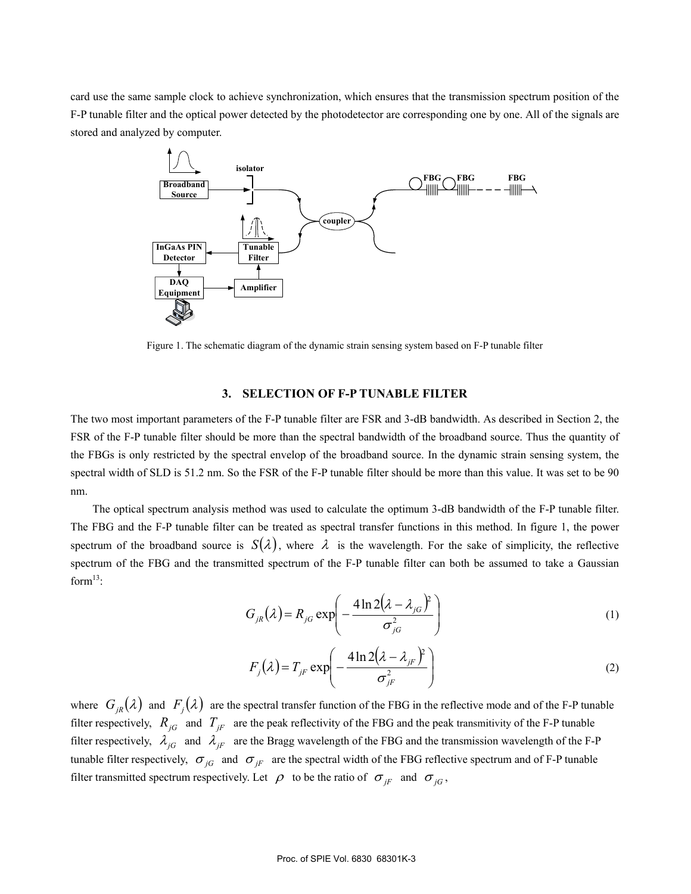card use the same sample clock to achieve synchronization, which ensures that the transmission spectrum position of the F-P tunable filter and the optical power detected by the photodetector are corresponding one by one. All of the signals are stored and analyzed by computer.

Figure 1. The schematic diagram of the dynamic strain sensing system based on F-P tunable filter

## 3. SELECTION OF F-P TUNABLE FILTER

The two most important parameters of the F-P tunable filter are FSR and 3-dB bandwidth. As described in Section 2, the FSR of the F-P tunable filter should be more than the spectral bandwidth of the broadband source. Thus the quantity of the FBGs is only restricted by the spectral envelop of the broadband source. In the dynamic strain sensing system, the spectral width of SLD is 51.2 nm. So the FSR of the F-P tunable filter should be more than this value. It was set to be 90 nm.

The optical spectrum analysis method was used to calculate the optimum 3-dB bandwidth of the F-P tunable filter. The FBG and the F-P tunable filter can be treated as spectral transfer functions in this method. In figure 1, the power spectrum of the broadband source is $S(\lambda)$, where $\lambda$ is the wavelength. For the sake of simplicity, the reflective spectrum of the FBG and the transmitted spectrum of the F-P tunable filter can both be assumed to take a Gaussian form[13]:

$$G_{jR}(\lambda) = R_{jG}\exp\left(-\frac{4\ln 2(\lambda-\lambda_{jG})^2}{\sigma_{jG}^2}\right) \tag{1}$$

$$F_j(\lambda) = T_{jF}\exp\left(-\frac{4\ln 2(\lambda-\lambda_{jF})^2}{\sigma_{jF}^2}\right) \tag{2}$$

where $G_{jR}(\lambda)$ and $F_j(\lambda)$ are the spectral transfer function of the FBG in the reflective mode and of the F-P tunable filter respectively, $R_{jG}$ and $T_{jF}$ are the peak reflectivity of the FBG and the peak transmitivity of the F-P tunable filter respectively, $\lambda_{jG}$ and $\lambda_{jF}$ are the Bragg wavelength of the FBG and the transmission wavelength of the F-P tunable filter respectively, $\sigma_{jG}$ and $\sigma_{jF}$ are the spectral width of the FBG reflective spectrum and of F-P tunable filter transmitted spectrum respectively. Let $\rho$ to be the ratio of $\sigma_{jF}$ and $\sigma_{jG}$,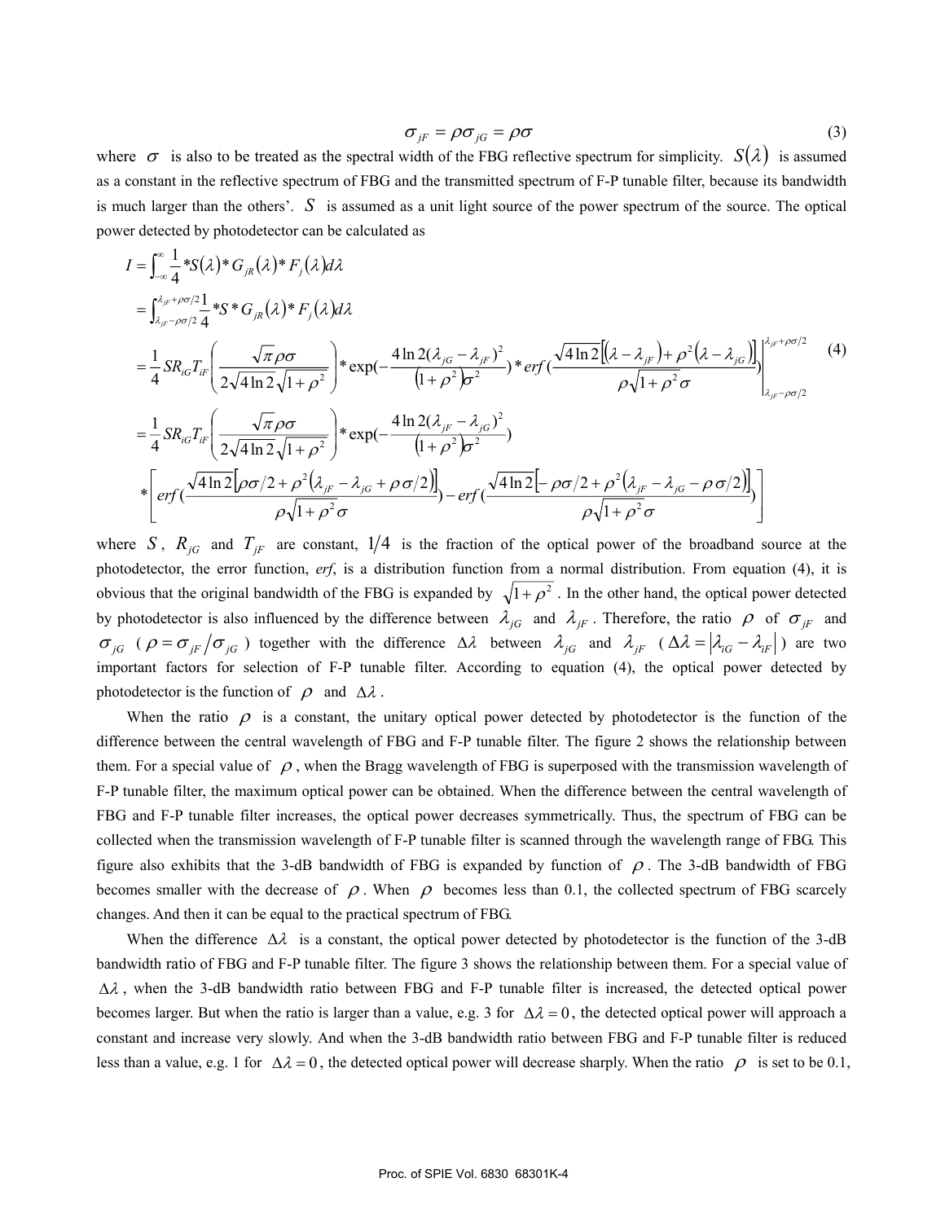$$\sigma_{jF} = \rho \sigma_{jG} = \rho \sigma \tag{3}$$

where $\sigma$ is also to be treated as the spectral width of the FBG reflective spectrum for simplicity. $S(\lambda)$ is assumed as a constant in the reflective spectrum of FBG and the transmitted spectrum of F-P tunable filter, because its bandwidth is much larger than the others'. $S$ is assumed as a unit light source of the power spectrum of the source. The optical power detected by photodetector can be calculated as

$$\begin{aligned}
I &= \int_{-\infty}^{\infty} \frac{1}{4} * S(\lambda) * G_{jR}(\lambda) * F_j(\lambda) d\lambda \\
&= \int_{\lambda_{jF}-\rho\sigma/2}^{\lambda_{jF}+\rho\sigma/2} \frac{1}{4} * S * G_{jR}(\lambda) * F_j(\lambda) d\lambda \\
&= \frac{1}{4} S R_{iG} T_{iF} \left( \frac{\sqrt{\pi}\rho\sigma}{2\sqrt{4\ln 2}\sqrt{1+\rho^2}} \right) * \exp\left(-\frac{4\ln 2(\lambda_{jG}-\lambda_{jF})^2}{(1+\rho^2)\sigma^2}\right) * erf\left(\frac{\sqrt{4\ln 2}\left[(\lambda-\lambda_{jF}) + \rho^2(\lambda-\lambda_{jG})\right]}{\rho\sqrt{1+\rho^2}\sigma}\right) \Bigg|_{\lambda_{jF}-\rho\sigma/2}^{\lambda_{jF}+\rho\sigma/2} \\
&= \frac{1}{4} S R_{iG} T_{iF} \left( \frac{\sqrt{\pi}\rho\sigma}{2\sqrt{4\ln 2}\sqrt{1+\rho^2}} \right) * \exp\left(-\frac{4\ln 2(\lambda_{jF}-\lambda_{jG})^2}{(1+\rho^2)\sigma^2}\right) \\
&\quad * \left[ erf\left(\frac{\sqrt{4\ln 2}\left[\rho\sigma/2 + \rho^2(\lambda_{jF}-\lambda_{jG}+\rho\sigma/2)\right]}{\rho\sqrt{1+\rho^2}\sigma}\right) - erf\left(\frac{\sqrt{4\ln 2}\left[-\rho\sigma/2 + \rho^2(\lambda_{jF}-\lambda_{jG}-\rho\sigma/2)\right]}{\rho\sqrt{1+\rho^2}\sigma}\right) \right]
\end{aligned} \tag{4}$$

where $S$, $R_{jG}$ and $T_{jF}$ are constant, $1/4$ is the fraction of the optical power of the broadband source at the photodetector, the error function, *erf*, is a distribution function from a normal distribution. From equation (4), it is obvious that the original bandwidth of the FBG is expanded by $\sqrt{1+\rho^2}$. In the other hand, the optical power detected by photodetector is also influenced by the difference between $\lambda_{jG}$ and $\lambda_{jF}$. Therefore, the ratio $\rho$ of $\sigma_{jF}$ and $\sigma_{jG}$ ($\rho = \sigma_{jF}/\sigma_{jG}$) together with the difference $\Delta\lambda$ between $\lambda_{jG}$ and $\lambda_{jF}$ ($\Delta\lambda = |\lambda_{iG} - \lambda_{iF}|$) are two important factors for selection of F-P tunable filter. According to equation (4), the optical power detected by photodetector is the function of $\rho$ and $\Delta\lambda$.

When the ratio $\rho$ is a constant, the unitary optical power detected by photodetector is the function of the difference between the central wavelength of FBG and F-P tunable filter. The figure 2 shows the relationship between them. For a special value of $\rho$, when the Bragg wavelength of FBG is superposed with the transmission wavelength of F-P tunable filter, the maximum optical power can be obtained. When the difference between the central wavelength of FBG and F-P tunable filter increases, the optical power decreases symmetrically. Thus, the spectrum of FBG can be collected when the transmission wavelength of F-P tunable filter is scanned through the wavelength range of FBG. This figure also exhibits that the 3-dB bandwidth of FBG is expanded by function of $\rho$. The 3-dB bandwidth of FBG becomes smaller with the decrease of $\rho$. When $\rho$ becomes less than 0.1, the collected spectrum of FBG scarcely changes. And then it can be equal to the practical spectrum of FBG.

When the difference $\Delta\lambda$ is a constant, the optical power detected by photodetector is the function of the 3-dB bandwidth ratio of FBG and F-P tunable filter. The figure 3 shows the relationship between them. For a special value of $\Delta\lambda$, when the 3-dB bandwidth ratio between FBG and F-P tunable filter is increased, the detected optical power becomes larger. But when the ratio is larger than a value, e.g. 3 for $\Delta\lambda = 0$, the detected optical power will approach a constant and increase very slowly. And when the 3-dB bandwidth ratio between FBG and F-P tunable filter is reduced less than a value, e.g. 1 for $\Delta\lambda = 0$, the detected optical power will decrease sharply. When the ratio $\rho$ is set to be 0.1,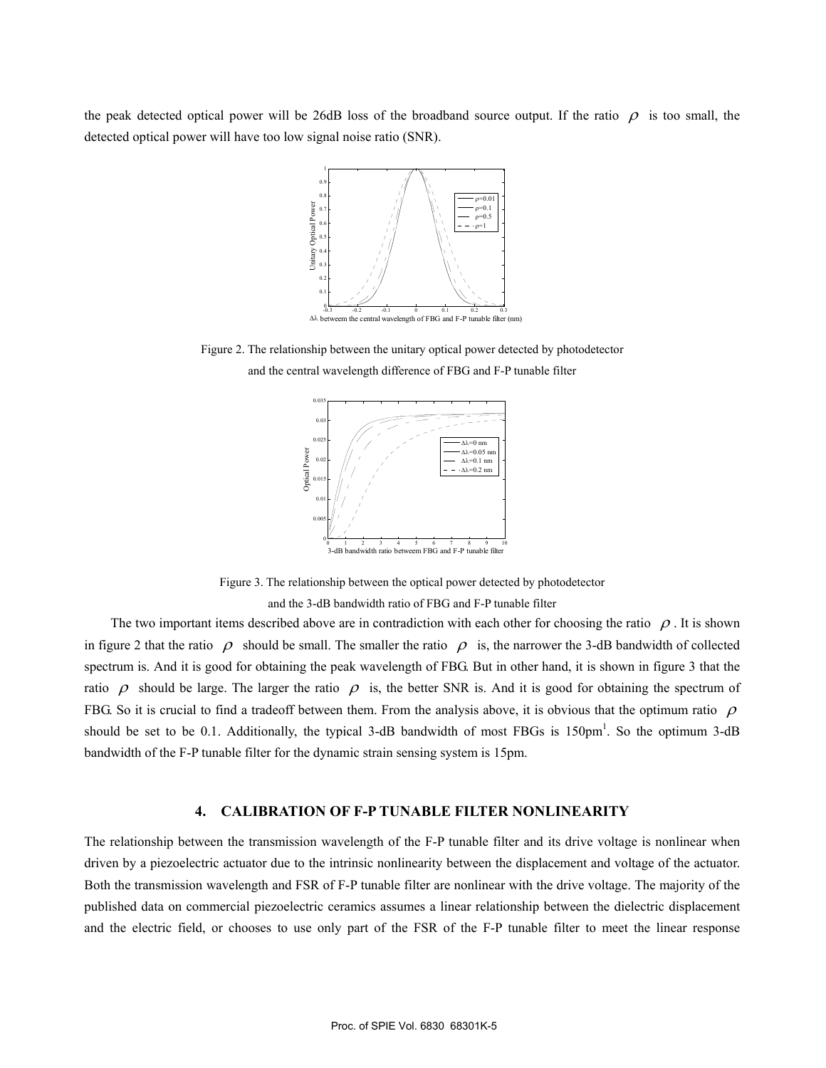the peak detected optical power will be 26dB loss of the broadband source output. If the ratio $\rho$ is too small, the detected optical power will have too low signal noise ratio (SNR).

Figure 2. The relationship between the unitary optical power detected by photodetector and the central wavelength difference of FBG and F-P tunable filter

Figure 3. The relationship between the optical power detected by photodetector and the 3-dB bandwidth ratio of FBG and F-P tunable filter

The two important items described above are in contradiction with each other for choosing the ratio $\rho$. It is shown in figure 2 that the ratio $\rho$ should be small. The smaller the ratio $\rho$ is, the narrower the 3-dB bandwidth of collected spectrum is. And it is good for obtaining the peak wavelength of FBG. But in other hand, it is shown in figure 3 that the ratio $\rho$ should be large. The larger the ratio $\rho$ is, the better SNR is. And it is good for obtaining the spectrum of FBG. So it is crucial to find a tradeoff between them. From the analysis above, it is obvious that the optimum ratio $\rho$ should be set to be 0.1. Additionally, the typical 3-dB bandwidth of most FBGs is 150pm[1]. So the optimum 3-dB bandwidth of the F-P tunable filter for the dynamic strain sensing system is 15pm.

## 4. CALIBRATION OF F-P TUNABLE FILTER NONLINEARITY

The relationship between the transmission wavelength of the F-P tunable filter and its drive voltage is nonlinear when driven by a piezoelectric actuator due to the intrinsic nonlinearity between the displacement and voltage of the actuator. Both the transmission wavelength and FSR of F-P tunable filter are nonlinear with the drive voltage. The majority of the published data on commercial piezoelectric ceramics assumes a linear relationship between the dielectric displacement and the electric field, or chooses to use only part of the FSR of the F-P tunable filter to meet the linear response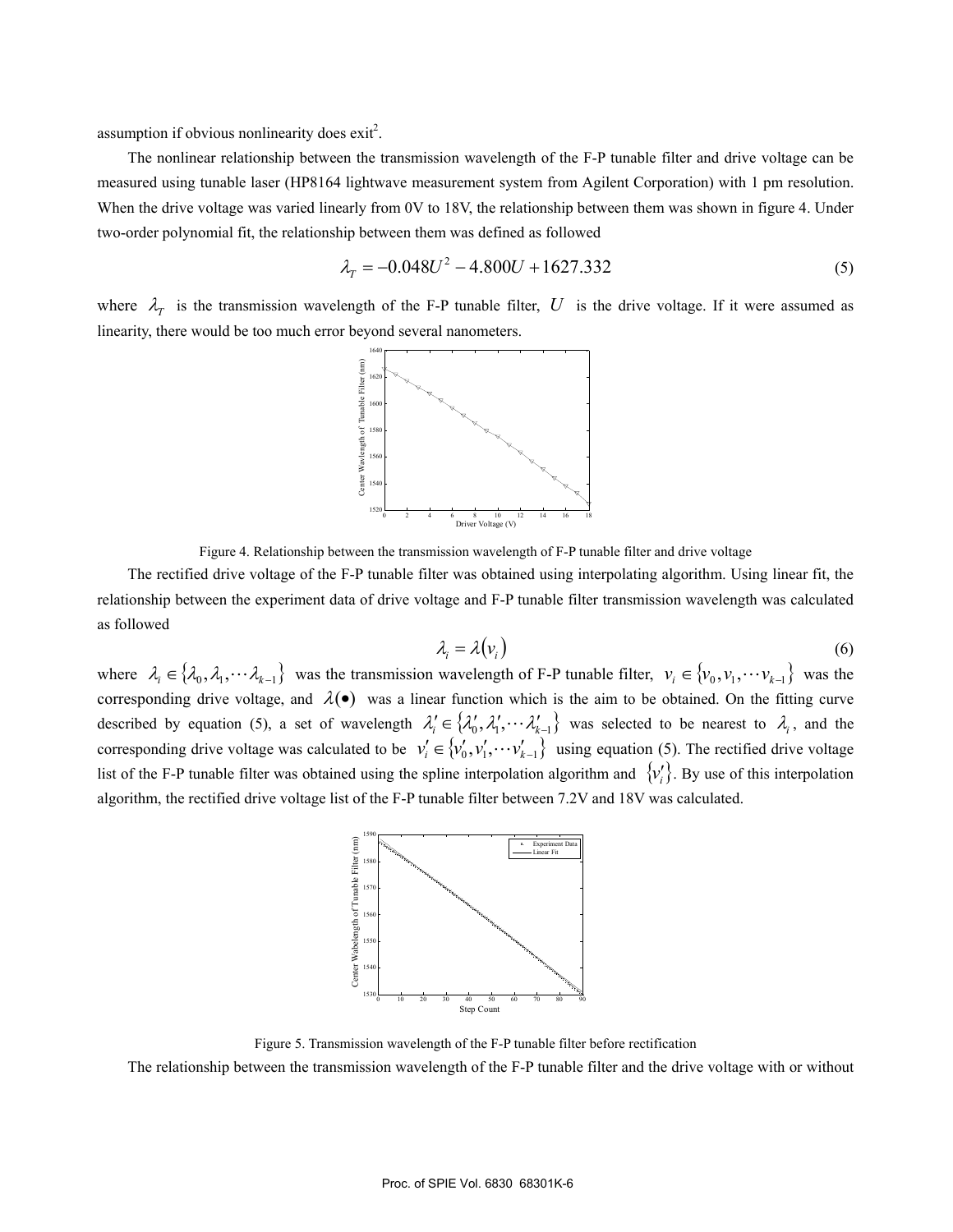assumption if obvious nonlinearity does exit[2].

The nonlinear relationship between the transmission wavelength of the F-P tunable filter and drive voltage can be measured using tunable laser (HP8164 lightwave measurement system from Agilent Corporation) with 1 pm resolution. When the drive voltage was varied linearly from 0V to 18V, the relationship between them was shown in figure 4. Under two-order polynomial fit, the relationship between them was defined as followed

$$\lambda_T = -0.048U^2 - 4.800U + 1627.332 \tag{5}$$

where $\lambda_T$ is the transmission wavelength of the F-P tunable filter, $U$ is the drive voltage. If it were assumed as linearity, there would be too much error beyond several nanometers.

Figure 4. Relationship between the transmission wavelength of F-P tunable filter and drive voltage

The rectified drive voltage of the F-P tunable filter was obtained using interpolating algorithm. Using linear fit, the relationship between the experiment data of drive voltage and F-P tunable filter transmission wavelength was calculated as followed

$$\lambda_i = \lambda(v_i) \tag{6}$$

where $\lambda_i \in \{\lambda_0, \lambda_1, \cdots \lambda_{k-1}\}$ was the transmission wavelength of F-P tunable filter, $v_i \in \{v_0, v_1, \cdots v_{k-1}\}$ was the corresponding drive voltage, and $\lambda(\bullet)$ was a linear function which is the aim to be obtained. On the fitting curve described by equation (5), a set of wavelength $\lambda_i' \in \{\lambda_0', \lambda_1', \cdots \lambda_{k-1}'\}$ was selected to be nearest to $\lambda_i$, and the corresponding drive voltage was calculated to be $v_i' \in \{v_0', v_1', \cdots v_{k-1}'\}$ using equation (5). The rectified drive voltage list of the F-P tunable filter was obtained using the spline interpolation algorithm and $\{v_i'\}$. By use of this interpolation algorithm, the rectified drive voltage list of the F-P tunable filter between 7.2V and 18V was calculated.

Figure 5. Transmission wavelength of the F-P tunable filter before rectification

The relationship between the transmission wavelength of the F-P tunable filter and the drive voltage with or without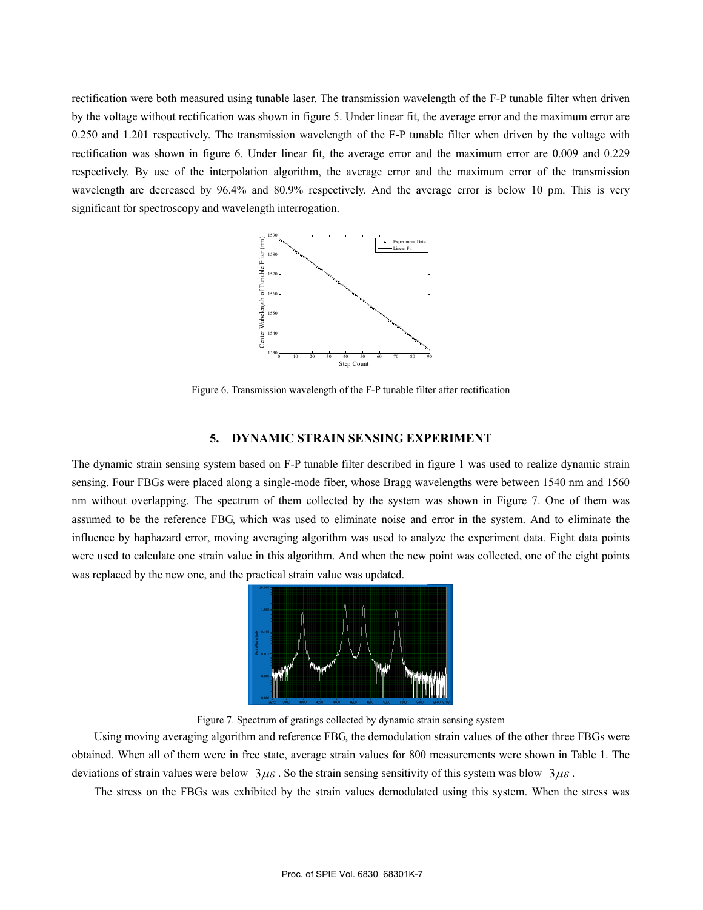rectification were both measured using tunable laser. The transmission wavelength of the F-P tunable filter when driven by the voltage without rectification was shown in figure 5. Under linear fit, the average error and the maximum error are 0.250 and 1.201 respectively. The transmission wavelength of the F-P tunable filter when driven by the voltage with rectification was shown in figure 6. Under linear fit, the average error and the maximum error are 0.009 and 0.229 respectively. By use of the interpolation algorithm, the average error and the maximum error of the transmission wavelength are decreased by 96.4% and 80.9% respectively. And the average error is below 10 pm. This is very significant for spectroscopy and wavelength interrogation.

Figure 6. Transmission wavelength of the F-P tunable filter after rectification

## 5. DYNAMIC STRAIN SENSING EXPERIMENT

The dynamic strain sensing system based on F-P tunable filter described in figure 1 was used to realize dynamic strain sensing. Four FBGs were placed along a single-mode fiber, whose Bragg wavelengths were between 1540 nm and 1560 nm without overlapping. The spectrum of them collected by the system was shown in Figure 7. One of them was assumed to be the reference FBG, which was used to eliminate noise and error in the system. And to eliminate the influence by haphazard error, moving averaging algorithm was used to analyze the experiment data. Eight data points were used to calculate one strain value in this algorithm. And when the new point was collected, one of the eight points was replaced by the new one, and the practical strain value was updated.

Figure 7. Spectrum of gratings collected by dynamic strain sensing system

Using moving averaging algorithm and reference FBG, the demodulation strain values of the other three FBGs were obtained. When all of them were in free state, average strain values for 800 measurements were shown in Table 1. The deviations of strain values were below $3\mu\varepsilon$. So the strain sensing sensitivity of this system was blow $3\mu\varepsilon$.

The stress on the FBGs was exhibited by the strain values demodulated using this system. When the stress was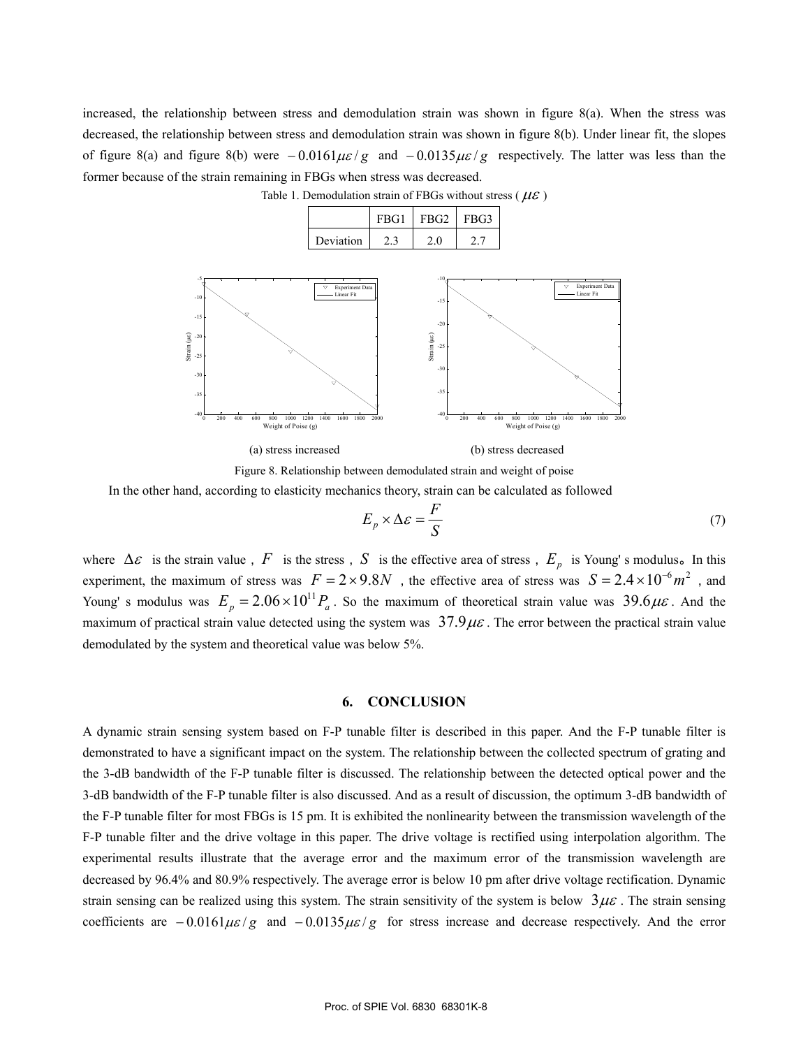increased, the relationship between stress and demodulation strain was shown in figure 8(a). When the stress was decreased, the relationship between stress and demodulation strain was shown in figure 8(b). Under linear fit, the slopes of figure 8(a) and figure 8(b) were $-0.0161\mu\varepsilon/g$ and $-0.0135\mu\varepsilon/g$ respectively. The latter was less than the former because of the strain remaining in FBGs when stress was decreased.

Table 1. Demodulation strain of FBGs without stress ( $\mu\varepsilon$ )

| | FBG1 | FBG2 | FBG3 |
|---|---|---|---|
| Deviation | 2.3 | 2.0 | 2.7 |

(a) stress increased (b) stress decreased

Figure 8. Relationship between demodulated strain and weight of poise

In the other hand, according to elasticity mechanics theory, strain can be calculated as followed

$$E_p \times \Delta\varepsilon = \frac{F}{S} \tag{7}$$

where $\Delta\varepsilon$ is the strain value , $F$ is the stress , $S$ is the effective area of stress , $E_p$ is Young' s modulus。In this experiment, the maximum of stress was $F = 2 \times 9.8N$ , the effective area of stress was $S = 2.4 \times 10^{-6} m^2$ , and Young' s modulus was $E_p = 2.06 \times 10^{11} P_a$. So the maximum of theoretical strain value was $39.6\mu\varepsilon$. And the maximum of practical strain value detected using the system was $37.9\mu\varepsilon$. The error between the practical strain value demodulated by the system and theoretical value was below 5%.

## 6. CONCLUSION

A dynamic strain sensing system based on F-P tunable filter is described in this paper. And the F-P tunable filter is demonstrated to have a significant impact on the system. The relationship between the collected spectrum of grating and the 3-dB bandwidth of the F-P tunable filter is discussed. The relationship between the detected optical power and the 3-dB bandwidth of the F-P tunable filter is also discussed. And as a result of discussion, the optimum 3-dB bandwidth of the F-P tunable filter for most FBGs is 15 pm. It is exhibited the nonlinearity between the transmission wavelength of the F-P tunable filter and the drive voltage in this paper. The drive voltage is rectified using interpolation algorithm. The experimental results illustrate that the average error and the maximum error of the transmission wavelength are decreased by 96.4% and 80.9% respectively. The average error is below 10 pm after drive voltage rectification. Dynamic strain sensing can be realized using this system. The strain sensitivity of the system is below $3\mu\varepsilon$. The strain sensing coefficients are $-0.0161\mu\varepsilon/g$ and $-0.0135\mu\varepsilon/g$ for stress increase and decrease respectively. And the error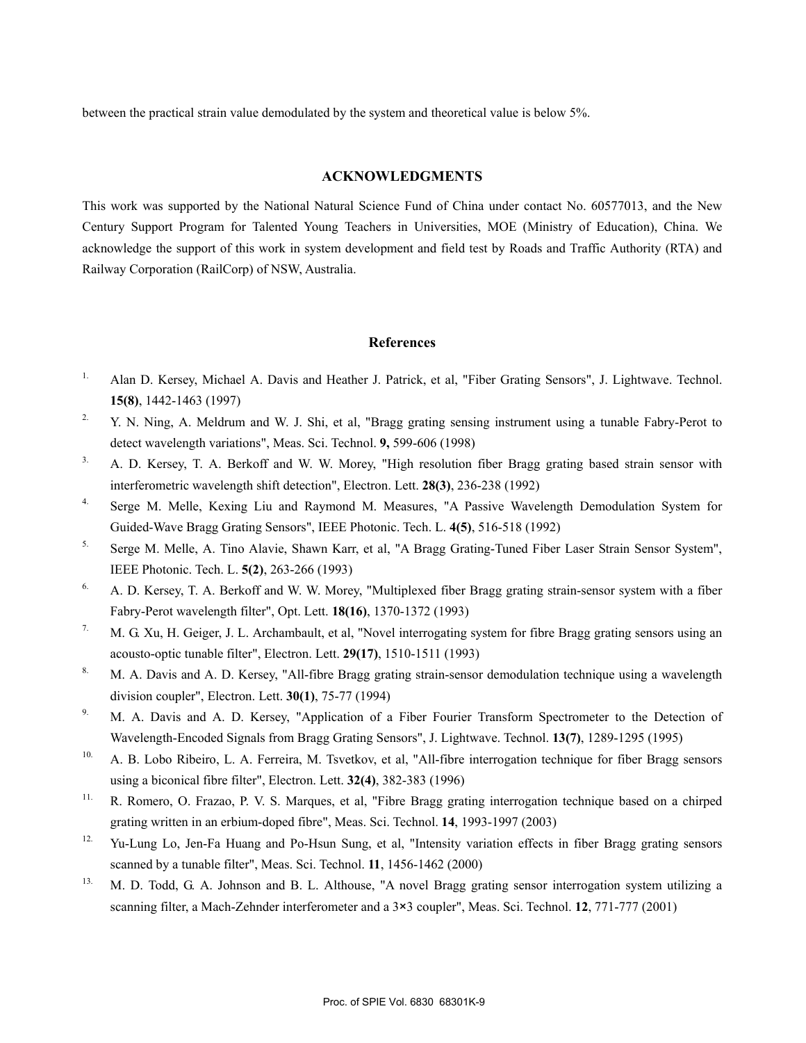between the practical strain value demodulated by the system and theoretical value is below 5%.

## ACKNOWLEDGMENTS

This work was supported by the National Natural Science Fund of China under contact No. 60577013, and the New Century Support Program for Talented Young Teachers in Universities, MOE (Ministry of Education), China. We acknowledge the support of this work in system development and field test by Roads and Traffic Authority (RTA) and Railway Corporation (RailCorp) of NSW, Australia.

## References

1. Alan D. Kersey, Michael A. Davis and Heather J. Patrick, et al, "Fiber Grating Sensors", J. Lightwave. Technol. **15(8)**, 1442-1463 (1997)
2. Y. N. Ning, A. Meldrum and W. J. Shi, et al, "Bragg grating sensing instrument using a tunable Fabry-Perot to detect wavelength variations", Meas. Sci. Technol. **9,** 599-606 (1998)
3. A. D. Kersey, T. A. Berkoff and W. W. Morey, "High resolution fiber Bragg grating based strain sensor with interferometric wavelength shift detection", Electron. Lett. **28(3)**, 236-238 (1992)
4. Serge M. Melle, Kexing Liu and Raymond M. Measures, "A Passive Wavelength Demodulation System for Guided-Wave Bragg Grating Sensors", IEEE Photonic. Tech. L. **4(5)**, 516-518 (1992)
5. Serge M. Melle, A. Tino Alavie, Shawn Karr, et al, "A Bragg Grating-Tuned Fiber Laser Strain Sensor System", IEEE Photonic. Tech. L. **5(2)**, 263-266 (1993)
6. A. D. Kersey, T. A. Berkoff and W. W. Morey, "Multiplexed fiber Bragg grating strain-sensor system with a fiber Fabry-Perot wavelength filter", Opt. Lett. **18(16)**, 1370-1372 (1993)
7. M. G. Xu, H. Geiger, J. L. Archambault, et al, "Novel interrogating system for fibre Bragg grating sensors using an acousto-optic tunable filter", Electron. Lett. **29(17)**, 1510-1511 (1993)
8. M. A. Davis and A. D. Kersey, "All-fibre Bragg grating strain-sensor demodulation technique using a wavelength division coupler", Electron. Lett. **30(1)**, 75-77 (1994)
9. M. A. Davis and A. D. Kersey, "Application of a Fiber Fourier Transform Spectrometer to the Detection of Wavelength-Encoded Signals from Bragg Grating Sensors", J. Lightwave. Technol. **13(7)**, 1289-1295 (1995)
10. A. B. Lobo Ribeiro, L. A. Ferreira, M. Tsvetkov, et al, "All-fibre interrogation technique for fiber Bragg sensors using a biconical fibre filter", Electron. Lett. **32(4)**, 382-383 (1996)
11. R. Romero, O. Frazao, P. V. S. Marques, et al, "Fibre Bragg grating interrogation technique based on a chirped grating written in an erbium-doped fibre", Meas. Sci. Technol. **14**, 1993-1997 (2003)
12. Yu-Lung Lo, Jen-Fa Huang and Po-Hsun Sung, et al, "Intensity variation effects in fiber Bragg grating sensors scanned by a tunable filter", Meas. Sci. Technol. **11**, 1456-1462 (2000)
13. M. D. Todd, G. A. Johnson and B. L. Althouse, "A novel Bragg grating sensor interrogation system utilizing a scanning filter, a Mach-Zehnder interferometer and a 3×3 coupler", Meas. Sci. Technol. **12**, 771-777 (2001)